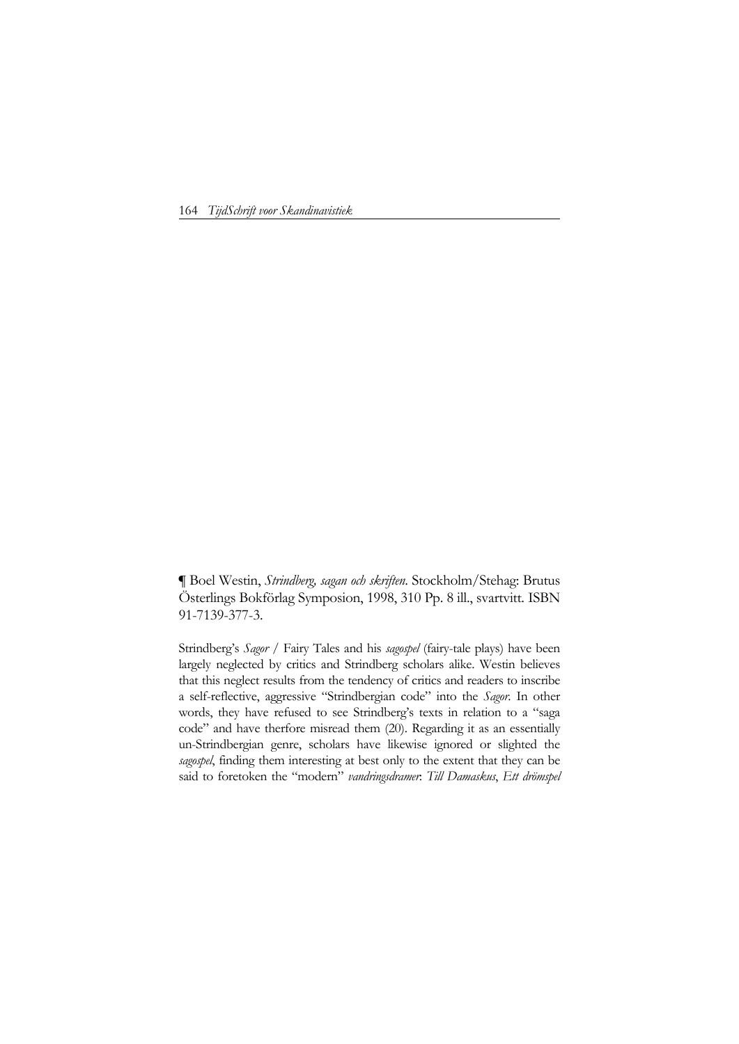¶ Boel Westin, *Strindberg, sagan och skriften*. Stockholm/Stehag: Brutus Österlings Bokförlag Symposion, 1998, 310 Pp. 8 ill., svartvitt. ISBN 91-7139-377-3.

Strindberg's *Sagor* / Fairy Tales and his *sagospel* (fairy-tale plays) have been largely neglected by critics and Strindberg scholars alike. Westin believes that this neglect results from the tendency of critics and readers to inscribe a self-reflective, aggressive "Strindbergian code" into the *Sagor*. In other words, they have refused to see Strindberg's texts in relation to a "saga code" and have therfore misread them (20). Regarding it as an essentially un-Strindbergian genre, scholars have likewise ignored or slighted the *sagospel*, finding them interesting at best only to the extent that they can be said to foretoken the "modern" *vandringsdramer*: *Till Damaskus*, *Ett drömspel*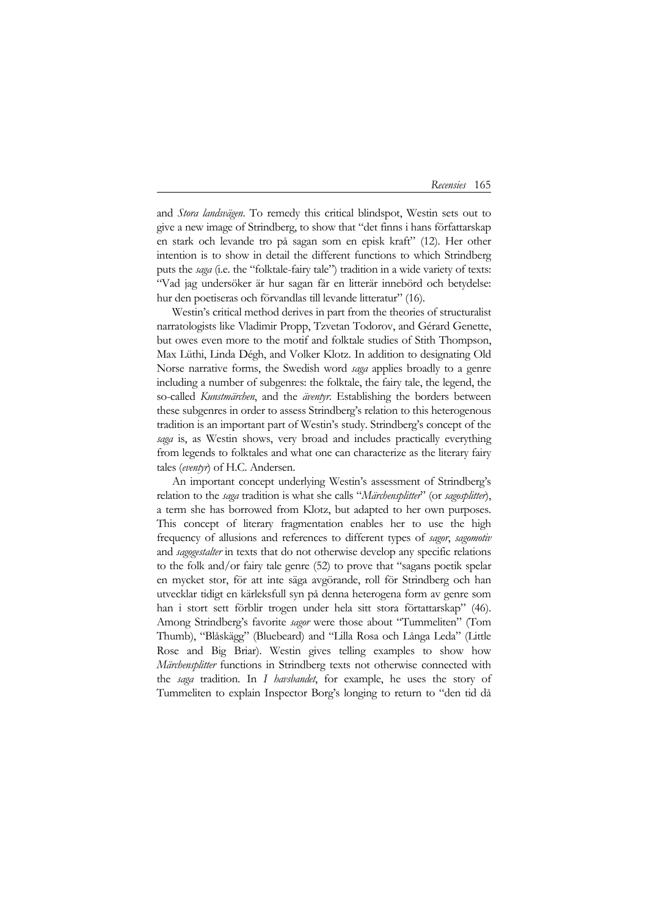and *Stora landsvägen*. To remedy this critical blindspot, Westin sets out to give a new image of Strindberg, to show that "det finns i hans författarskap en stark och levande tro på sagan som en episk kraft" (12). Her other intention is to show in detail the different functions to which Strindberg puts the *saga* (i.e. the "folktale-fairy tale") tradition in a wide variety of texts: "Vad jag undersöker är hur sagan får en litterär innebörd och betydelse: hur den poetiseras och förvandlas till levande litteratur" (16).

Westin's critical method derives in part from the theories of structuralist narratologists like Vladimir Propp, Tzvetan Todorov, and Gérard Genette, but owes even more to the motif and folktale studies of Stith Thompson, Max Lüthi, Linda Dégh, and Volker Klotz. In addition to designating Old Norse narrative forms, the Swedish word *saga* applies broadly to a genre including a number of subgenres: the folktale, the fairy tale, the legend, the so-called *Kunstmärchen*, and the *äventyr*. Establishing the borders between these subgenres in order to assess Strindberg's relation to this heterogenous tradition is an important part of Westin's study. Strindberg's concept of the *saga* is, as Westin shows, very broad and includes practically everything from legends to folktales and what one can characterize as the literary fairy tales (*eventyr*) of H.C. Andersen.

An important concept underlying Westin's assessment of Strindberg's relation to the *saga* tradition is what she calls "*Märchensplitter*" (or *sagosplitter*), a term she has borrowed from Klotz, but adapted to her own purposes. This concept of literary fragmentation enables her to use the high frequency of allusions and references to different types of *sagor*, *sagomotiv* and *sagogestalter* in texts that do not otherwise develop any specific relations to the folk and/or fairy tale genre (52) to prove that "sagans poetik spelar en mycket stor, för att inte säga avgörande, roll för Strindberg och han utvecklar tidigt en kärleksfull syn på denna heterogena form av genre som han i stort sett förblir trogen under hela sitt stora förtattarskap" (46). Among Strindberg's favorite *sagor* were those about "Tummeliten" (Tom Thumb), "Blåskägg" (Bluebeard) and "Lilla Rosa och Långa Leda" (Little Rose and Big Briar). Westin gives telling examples to show how *Märchensplitter* functions in Strindberg texts not otherwise connected with the *saga* tradition. In *I havsbandet*, for example, he uses the story of Tummeliten to explain Inspector Borg's longing to return to "den tid då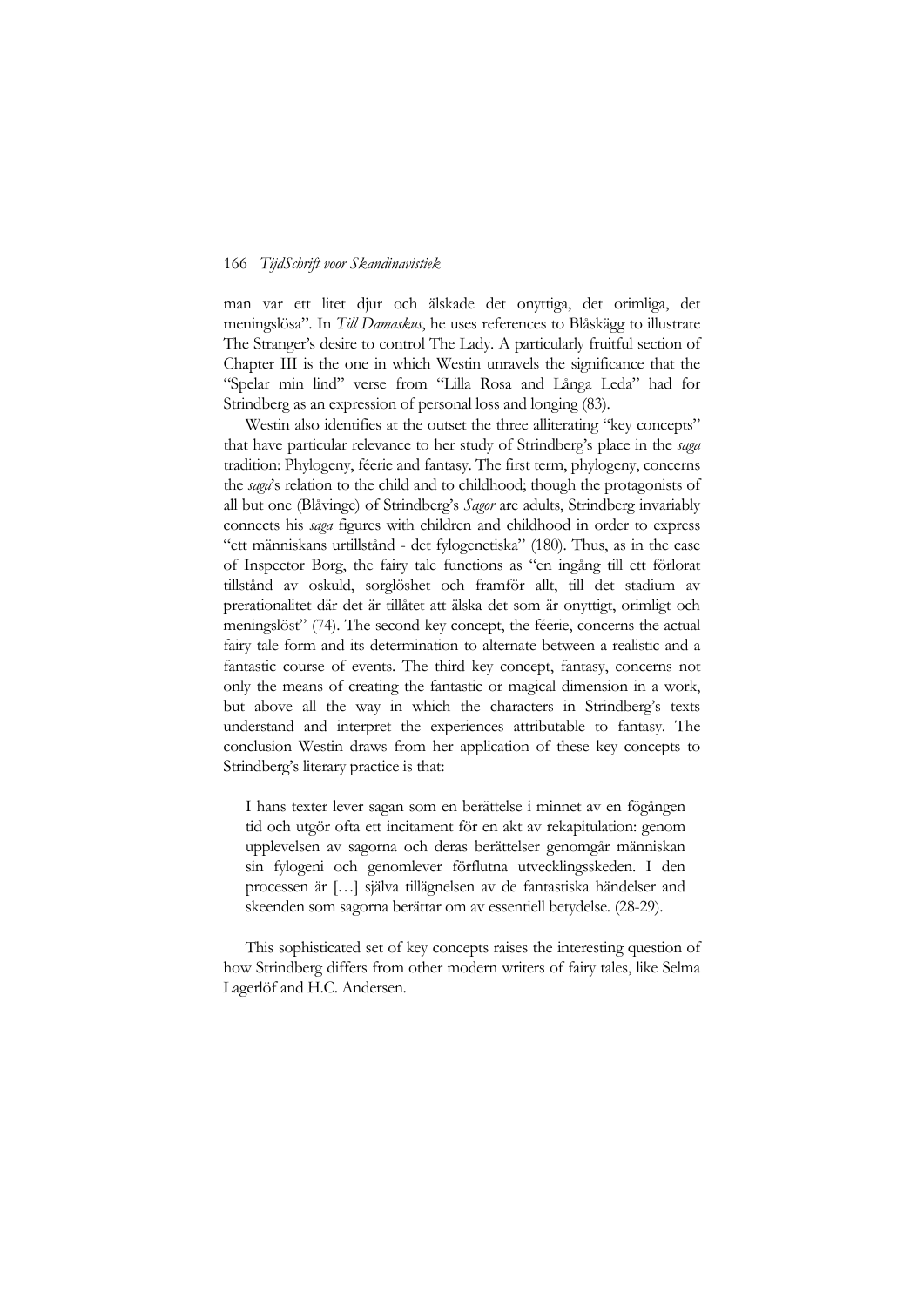man var ett litet djur och älskade det onyttiga, det orimliga, det meningslösa". In *Till Damaskus*, he uses references to Blåskägg to illustrate The Stranger's desire to control The Lady. A particularly fruitful section of Chapter III is the one in which Westin unravels the significance that the "Spelar min lind" verse from "Lilla Rosa and Långa Leda" had for Strindberg as an expression of personal loss and longing (83).

Westin also identifies at the outset the three alliterating "key concepts" that have particular relevance to her study of Strindberg's place in the *saga* tradition: Phylogeny, féerie and fantasy. The first term, phylogeny, concerns the *saga*'s relation to the child and to childhood; though the protagonists of all but one (Blåvinge) of Strindberg's *Sagor* are adults, Strindberg invariably connects his *saga* figures with children and childhood in order to express "ett människans urtillstånd - det fylogenetiska" (180). Thus, as in the case of Inspector Borg, the fairy tale functions as "en ingång till ett förlorat tillstånd av oskuld, sorglöshet och framför allt, till det stadium av prerationalitet där det är tillåtet att älska det som är onyttigt, orimligt och meningslöst" (74). The second key concept, the féerie, concerns the actual fairy tale form and its determination to alternate between a realistic and a fantastic course of events. The third key concept, fantasy, concerns not only the means of creating the fantastic or magical dimension in a work, but above all the way in which the characters in Strindberg's texts understand and interpret the experiences attributable to fantasy. The conclusion Westin draws from her application of these key concepts to Strindberg's literary practice is that:

> I hans texter lever sagan som en berättelse i minnet av en fögången tid och utgör ofta ett incitament för en akt av rekapitulation: genom upplevelsen av sagorna och deras berättelser genomgår människan sin fylogeni och genomlever förflutna utvecklingsskeden. I den processen är […] själva tillägnelsen av de fantastiska händelser and skeenden som sagorna berättar om av essentiell betydelse. (28-29).

This sophisticated set of key concepts raises the interesting question of how Strindberg differs from other modern writers of fairy tales, like Selma Lagerlöf and H.C. Andersen.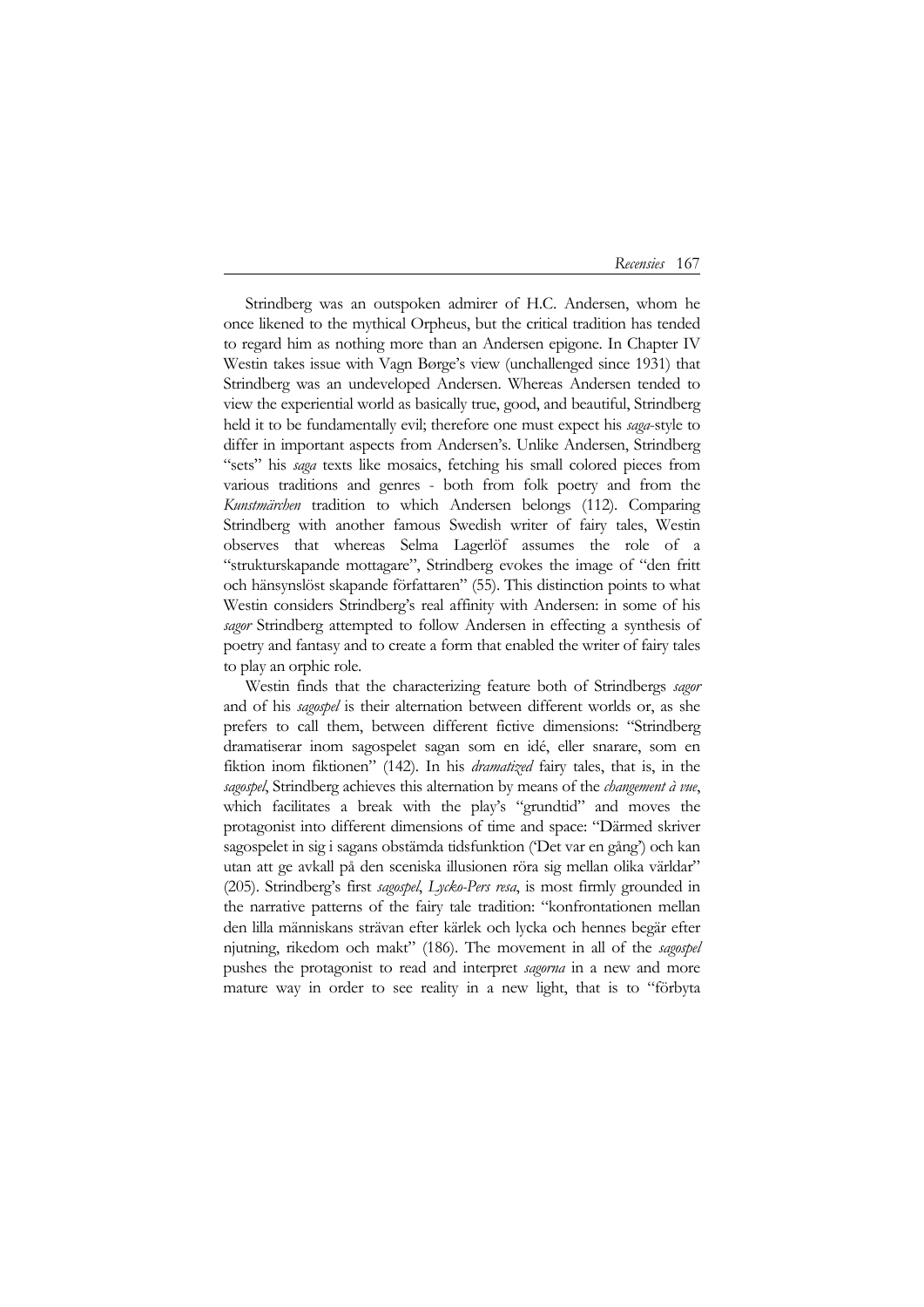Strindberg was an outspoken admirer of H.C. Andersen, whom he once likened to the mythical Orpheus, but the critical tradition has tended to regard him as nothing more than an Andersen epigone. In Chapter IV Westin takes issue with Vagn Børge's view (unchallenged since 1931) that Strindberg was an undeveloped Andersen. Whereas Andersen tended to view the experiential world as basically true, good, and beautiful, Strindberg held it to be fundamentally evil; therefore one must expect his *saga*-style to differ in important aspects from Andersen's. Unlike Andersen, Strindberg "sets" his *saga* texts like mosaics, fetching his small colored pieces from various traditions and genres - both from folk poetry and from the *Kunstmärchen* tradition to which Andersen belongs (112). Comparing Strindberg with another famous Swedish writer of fairy tales, Westin observes that whereas Selma Lagerlöf assumes the role of a "strukturskapande mottagare", Strindberg evokes the image of "den fritt och hänsynslöst skapande författaren" (55). This distinction points to what Westin considers Strindberg's real affinity with Andersen: in some of his *sagor* Strindberg attempted to follow Andersen in effecting a synthesis of poetry and fantasy and to create a form that enabled the writer of fairy tales to play an orphic role.

Westin finds that the characterizing feature both of Strindbergs *sagor* and of his *sagospel* is their alternation between different worlds or, as she prefers to call them, between different fictive dimensions: "Strindberg dramatiserar inom sagospelet sagan som en idé, eller snarare, som en fiktion inom fiktionen" (142). In his *dramatized* fairy tales, that is, in the *sagospel*, Strindberg achieves this alternation by means of the *changement à vue*, which facilitates a break with the play's "grundtid" and moves the protagonist into different dimensions of time and space: "Därmed skriver sagospelet in sig i sagans obestämda tidsfunktion ('Det var en gång') och kan utan att ge avkall på den sceniska illusionen röra sig mellan olika världar" (205). Strindberg's first *sagospel*, *Lycko-Pers resa*, is most firmly grounded in the narrative patterns of the fairy tale tradition: "konfrontationen mellan den lilla människans strävan efter kärlek och lycka och hennes begär efter njutning, rikedom och makt" (186). The movement in all of the *sagospel* pushes the protagonist to read and interpret *sagorna* in a new and more mature way in order to see reality in a new light, that is to "förbyta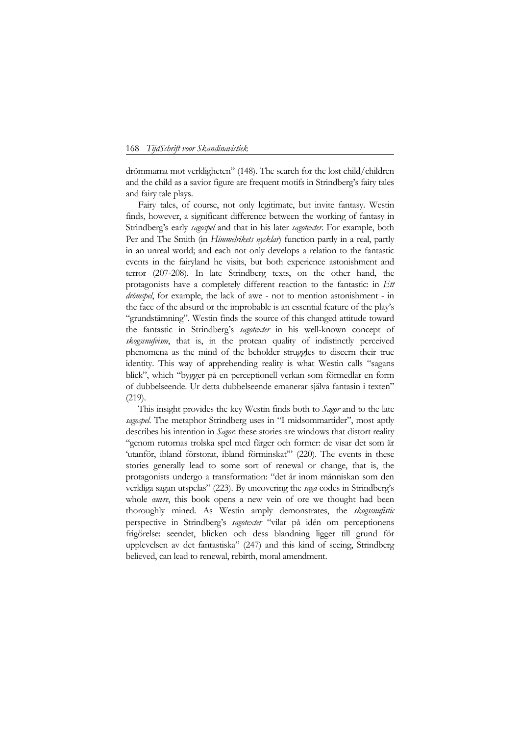drömmarna mot verkligheten" (148). The search for the lost child/children and the child as a savior figure are frequent motifs in Strindberg's fairy tales and fairy tale plays.

Fairy tales, of course, not only legitimate, but invite fantasy. Westin finds, however, a significant difference between the working of fantasy in Strindberg's early *sagospel* and that in his later *sagotexter*. For example, both Per and The Smith (in *Himmelrikets nycklar*) function partly in a real, partly in an unreal world; and each not only develops a relation to the fantastic events in the fairyland he visits, but both experience astonishment and terror (207-208). In late Strindberg texts, on the other hand, the protagonists have a completely different reaction to the fantastic: in *Ett drömspel*, for example, the lack of awe - not to mention astonishment - in the face of the absurd or the improbable is an essential feature of the play's "grundstämning". Westin finds the source of this changed attitude toward the fantastic in Strindberg's *sagotexter* in his well-known concept of *skogssnufvism*, that is, in the protean quality of indistinctly perceived phenomena as the mind of the beholder struggles to discern their true identity. This way of apprehending reality is what Westin calls "sagans blick", which "bygger på en perceptionell verkan som förmedlar en form of dubbelseende. Ur detta dubbelseende emanerar själva fantasin i texten" (219).

This insight provides the key Westin finds both to *Sagor* and to the late *sagospel*. The metaphor Strindberg uses in "I midsommartider", most aptly describes his intention in *Sagor*: these stories are windows that distort reality "genom rutornas trolska spel med färger och former: de visar det som är 'utanför, ibland förstorat, ibland förminskat'" (220). The events in these stories generally lead to some sort of renewal or change, that is, the protagonists undergo a transformation: "det är inom människan som den verkliga sagan utspelas" (223). By uncovering the *saga* codes in Strindberg's whole *œuvre*, this book opens a new vein of ore we thought had been thoroughly mined. As Westin amply demonstrates, the *skogssnufistic* perspective in Strindberg's *sagotexter* "vilar på idén om perceptionens frigörelse: seendet, blicken och dess blandning ligger till grund för upplevelsen av det fantastiska" (247) and this kind of seeing, Strindberg believed, can lead to renewal, rebirth, moral amendment.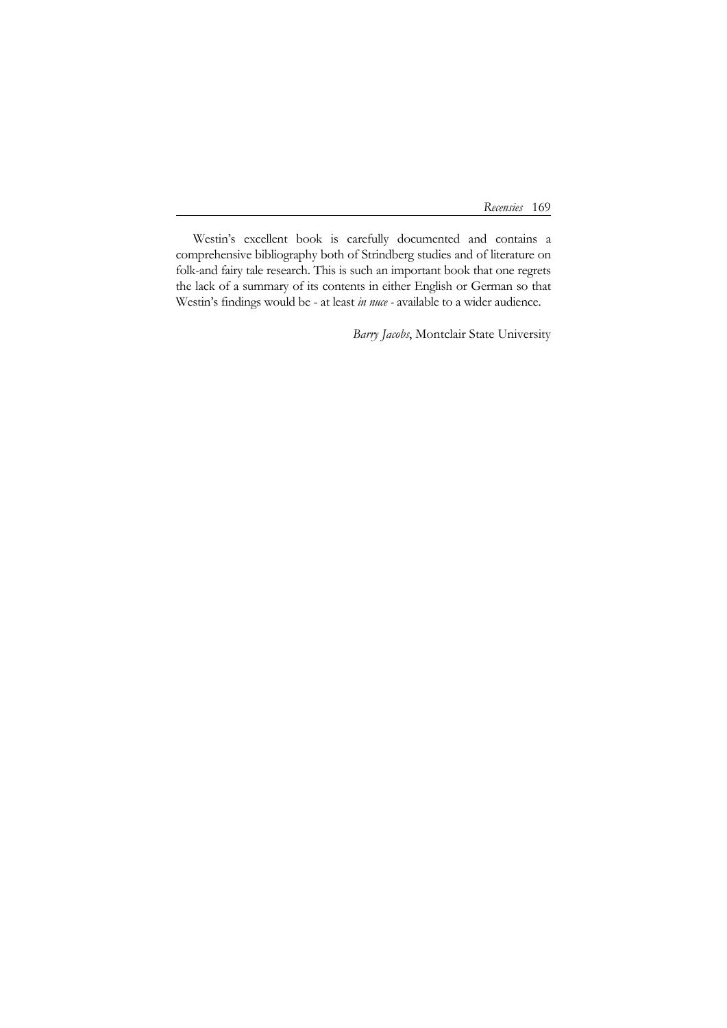Westin's excellent book is carefully documented and contains a comprehensive bibliography both of Strindberg studies and of literature on folk-and fairy tale research. This is such an important book that one regrets the lack of a summary of its contents in either English or German so that Westin's findings would be - at least *in nuce* - available to a wider audience.

*Barry Jacobs*, Montclair State University